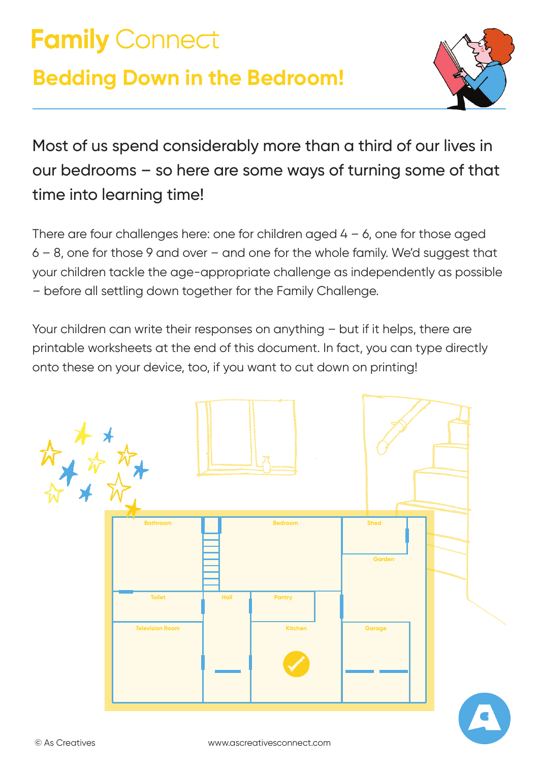# Family Connect

## Bedding Down in the Bedroom!

Most of us spend considerably more than a third of our lives in our bedrooms – so here are some ways of turning some of that time into learning time!

There are four challenges here: one for children aged 4 – 6, one for those aged 6 – 8, one for those 9 and over – and one for the whole family. We'd suggest that your children tackle the age-appropriate challenge as independently as possible – before all settling down together for the Family Challenge.

Your children can write their responses on anything – but if it helps, there are printable worksheets at the end of this document. In fact, you can type directly onto these on your device, too, if you want to cut down on printing!

Bathroom
Bedroom
Shed
Garden
Toilet
Hall
Pantry
Television Room
Kitchen
Garage

© As Creatives

www.ascreativesconnect.com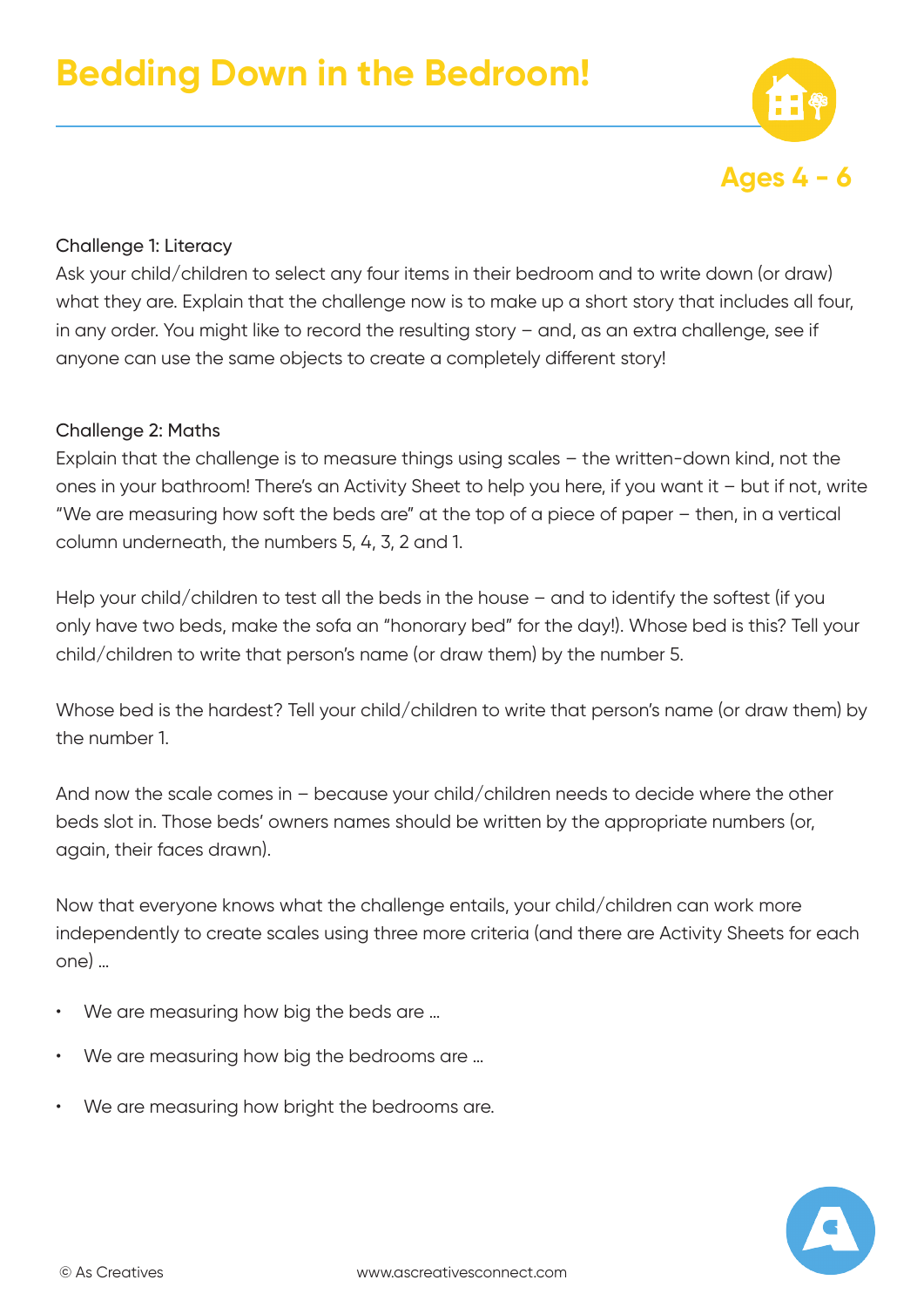# Bedding Down in the Bedroom!

**Ages 4 - 6**

Challenge 1: Literacy

Ask your child/children to select any four items in their bedroom and to write down (or draw) what they are. Explain that the challenge now is to make up a short story that includes all four, in any order. You might like to record the resulting story – and, as an extra challenge, see if anyone can use the same objects to create a completely different story!

Challenge 2: Maths

Explain that the challenge is to measure things using scales – the written-down kind, not the ones in your bathroom! There's an Activity Sheet to help you here, if you want it – but if not, write "We are measuring how soft the beds are" at the top of a piece of paper – then, in a vertical column underneath, the numbers 5, 4, 3, 2 and 1.

Help your child/children to test all the beds in the house – and to identify the softest (if you only have two beds, make the sofa an "honorary bed" for the day!). Whose bed is this? Tell your child/children to write that person's name (or draw them) by the number 5.

Whose bed is the hardest? Tell your child/children to write that person's name (or draw them) by the number 1.

And now the scale comes in – because your child/children needs to decide where the other beds slot in. Those beds' owners names should be written by the appropriate numbers (or, again, their faces drawn).

Now that everyone knows what the challenge entails, your child/children can work more independently to create scales using three more criteria (and there are Activity Sheets for each one) …

- We are measuring how big the beds are …
- We are measuring how big the bedrooms are …
- We are measuring how bright the bedrooms are.

© As Creatives www.ascreativesconnect.com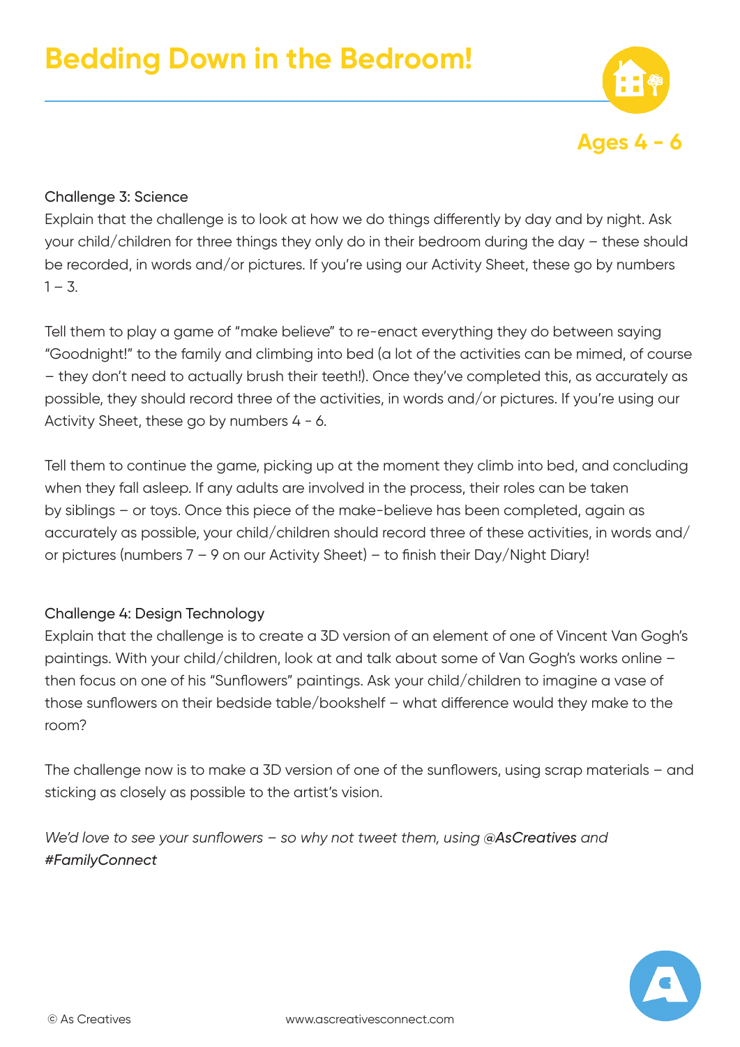# Bedding Down in the Bedroom!

Ages 4 - 6

Challenge 3: Science

Explain that the challenge is to look at how we do things differently by day and by night. Ask your child/children for three things they only do in their bedroom during the day – these should be recorded, in words and/or pictures. If you're using our Activity Sheet, these go by numbers 1 – 3.

Tell them to play a game of "make believe" to re-enact everything they do between saying "Goodnight!" to the family and climbing into bed (a lot of the activities can be mimed, of course – they don't need to actually brush their teeth!). Once they've completed this, as accurately as possible, they should record three of the activities, in words and/or pictures. If you're using our Activity Sheet, these go by numbers 4 - 6.

Tell them to continue the game, picking up at the moment they climb into bed, and concluding when they fall asleep. If any adults are involved in the process, their roles can be taken by siblings – or toys. Once this piece of the make-believe has been completed, again as accurately as possible, your child/children should record three of these activities, in words and/or pictures (numbers 7 – 9 on our Activity Sheet) – to finish their Day/Night Diary!

Challenge 4: Design Technology

Explain that the challenge is to create a 3D version of an element of one of Vincent Van Gogh's paintings. With your child/children, look at and talk about some of Van Gogh's works online – then focus on one of his "Sunflowers" paintings. Ask your child/children to imagine a vase of those sunflowers on their bedside table/bookshelf – what difference would they make to the room?

The challenge now is to make a 3D version of one of the sunflowers, using scrap materials – and sticking as closely as possible to the artist's vision.

*We'd love to see your sunflowers – so why not tweet them, using @AsCreatives and #FamilyConnect*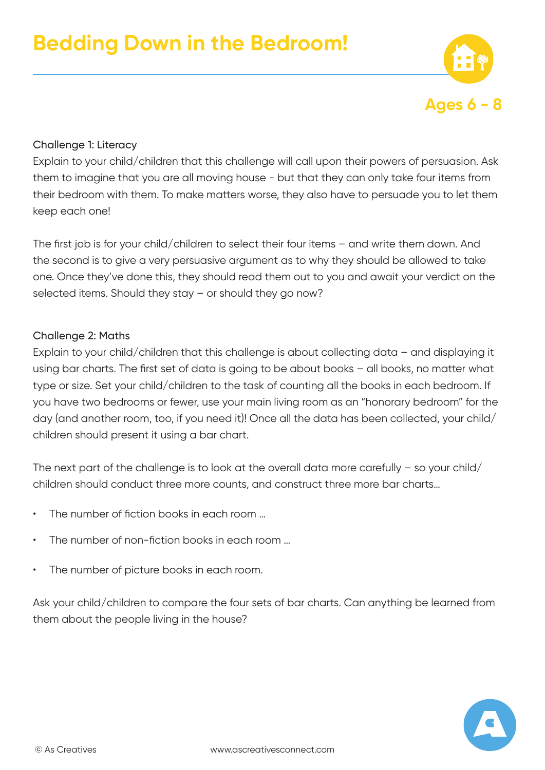# Bedding Down in the Bedroom!

**Ages 6 - 8**

### Challenge 1: Literacy

Explain to your child/children that this challenge will call upon their powers of persuasion. Ask them to imagine that you are all moving house - but that they can only take four items from their bedroom with them. To make matters worse, they also have to persuade you to let them keep each one!

The first job is for your child/children to select their four items – and write them down. And the second is to give a very persuasive argument as to why they should be allowed to take one. Once they've done this, they should read them out to you and await your verdict on the selected items. Should they stay – or should they go now?

### Challenge 2: Maths

Explain to your child/children that this challenge is about collecting data – and displaying it using bar charts. The first set of data is going to be about books – all books, no matter what type or size. Set your child/children to the task of counting all the books in each bedroom. If you have two bedrooms or fewer, use your main living room as an "honorary bedroom" for the day (and another room, too, if you need it)! Once all the data has been collected, your child/children should present it using a bar chart.

The next part of the challenge is to look at the overall data more carefully – so your child/children should conduct three more counts, and construct three more bar charts…

- The number of fiction books in each room …
- The number of non-fiction books in each room …
- The number of picture books in each room.

Ask your child/children to compare the four sets of bar charts. Can anything be learned from them about the people living in the house?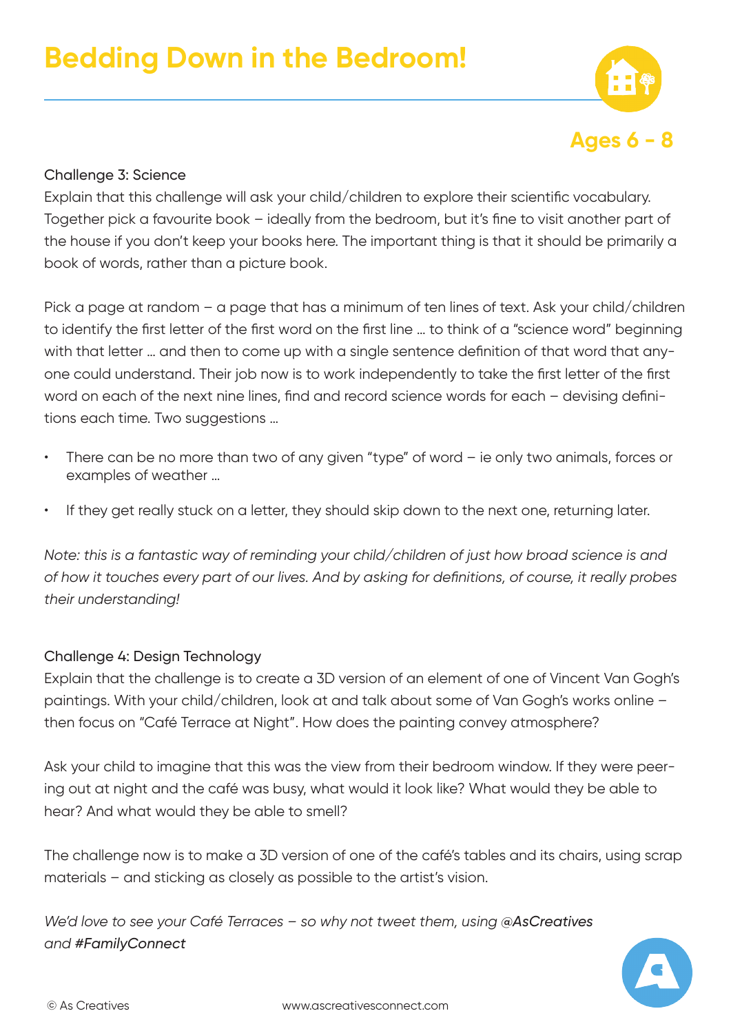# Bedding Down in the Bedroom!

**Ages 6 - 8**

Challenge 3: Science

Explain that this challenge will ask your child/children to explore their scientific vocabulary. Together pick a favourite book – ideally from the bedroom, but it's fine to visit another part of the house if you don't keep your books here. The important thing is that it should be primarily a book of words, rather than a picture book.

Pick a page at random – a page that has a minimum of ten lines of text. Ask your child/children to identify the first letter of the first word on the first line … to think of a "science word" beginning with that letter … and then to come up with a single sentence definition of that word that anyone could understand. Their job now is to work independently to take the first letter of the first word on each of the next nine lines, find and record science words for each – devising definitions each time. Two suggestions …

- There can be no more than two of any given "type" of word – ie only two animals, forces or examples of weather …
- If they get really stuck on a letter, they should skip down to the next one, returning later.

*Note: this is a fantastic way of reminding your child/children of just how broad science is and of how it touches every part of our lives. And by asking for definitions, of course, it really probes their understanding!*

Challenge 4: Design Technology

Explain that the challenge is to create a 3D version of an element of one of Vincent Van Gogh's paintings. With your child/children, look at and talk about some of Van Gogh's works online – then focus on "Café Terrace at Night". How does the painting convey atmosphere?

Ask your child to imagine that this was the view from their bedroom window. If they were peering out at night and the café was busy, what would it look like? What would they be able to hear? And what would they be able to smell?

The challenge now is to make a 3D version of one of the café's tables and its chairs, using scrap materials – and sticking as closely as possible to the artist's vision.

*We'd love to see your Café Terraces – so why not tweet them, using **@AsCreatives** and **#FamilyConnect***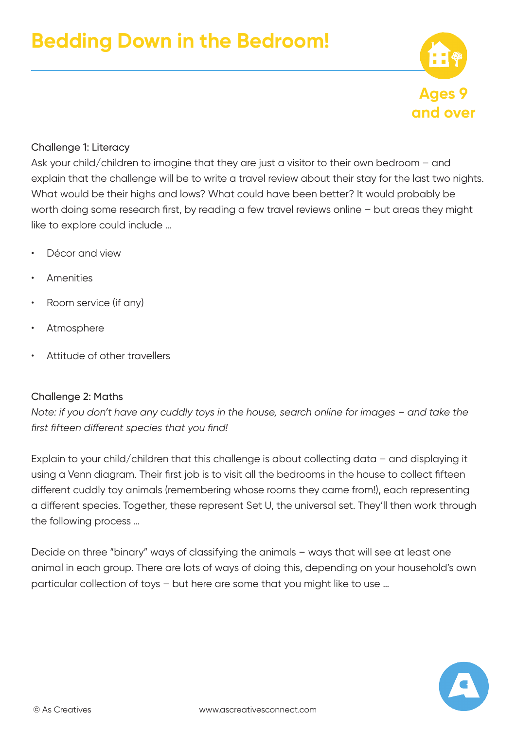# Bedding Down in the Bedroom!

Ages 9 and over

Challenge 1: Literacy

Ask your child/children to imagine that they are just a visitor to their own bedroom – and explain that the challenge will be to write a travel review about their stay for the last two nights. What would be their highs and lows? What could have been better? It would probably be worth doing some research first, by reading a few travel reviews online – but areas they might like to explore could include ...

- Décor and view
- Amenities
- Room service (if any)
- Atmosphere
- Attitude of other travellers

Challenge 2: Maths

*Note: if you don't have any cuddly toys in the house, search online for images – and take the first fifteen different species that you find!*

Explain to your child/children that this challenge is about collecting data – and displaying it using a Venn diagram. Their first job is to visit all the bedrooms in the house to collect fifteen different cuddly toy animals (remembering whose rooms they came from!), each representing a different species. Together, these represent Set U, the universal set. They'll then work through the following process ...

Decide on three "binary" ways of classifying the animals – ways that will see at least one animal in each group. There are lots of ways of doing this, depending on your household's own particular collection of toys – but here are some that you might like to use ...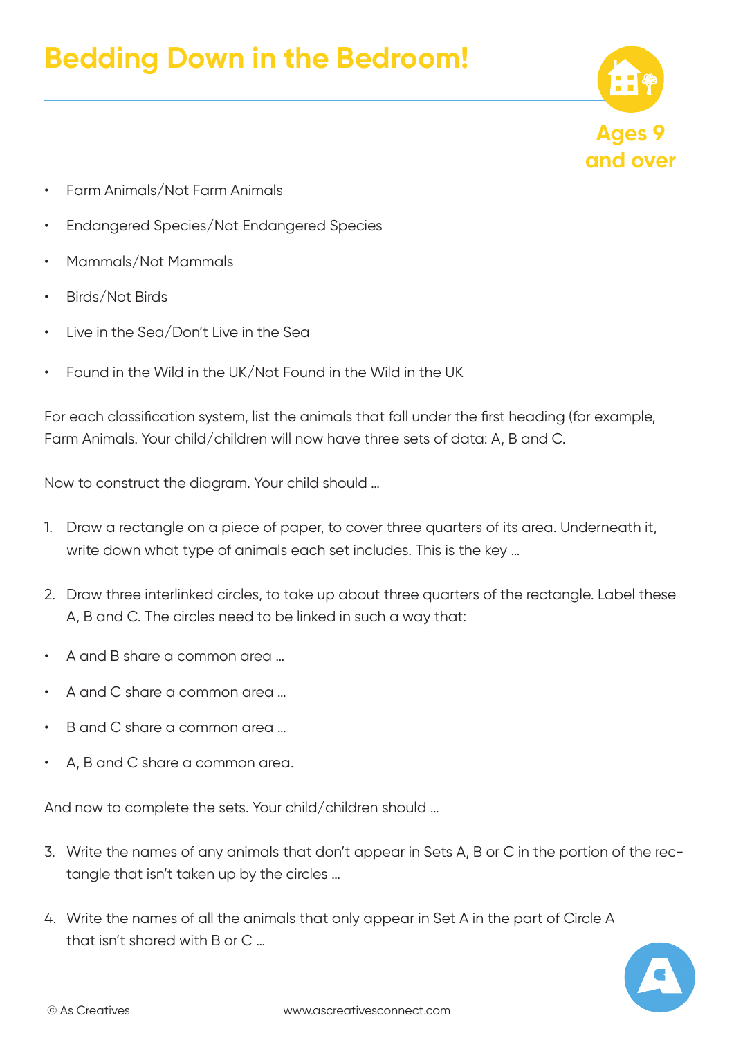# Bedding Down in the Bedroom!

Ages 9 and over

- Farm Animals/Not Farm Animals
- Endangered Species/Not Endangered Species
- Mammals/Not Mammals
- Birds/Not Birds
- Live in the Sea/Don't Live in the Sea
- Found in the Wild in the UK/Not Found in the Wild in the UK

For each classification system, list the animals that fall under the first heading (for example, Farm Animals. Your child/children will now have three sets of data: A, B and C.

Now to construct the diagram. Your child should ...

1. Draw a rectangle on a piece of paper, to cover three quarters of its area. Underneath it, write down what type of animals each set includes. This is the key ...
2. Draw three interlinked circles, to take up about three quarters of the rectangle. Label these A, B and C. The circles need to be linked in such a way that:

- A and B share a common area ...
- A and C share a common area ...
- B and C share a common area ...
- A, B and C share a common area.

And now to complete the sets. Your child/children should ...

3. Write the names of any animals that don't appear in Sets A, B or C in the portion of the rectangle that isn't taken up by the circles ...
4. Write the names of all the animals that only appear in Set A in the part of Circle A that isn't shared with B or C ...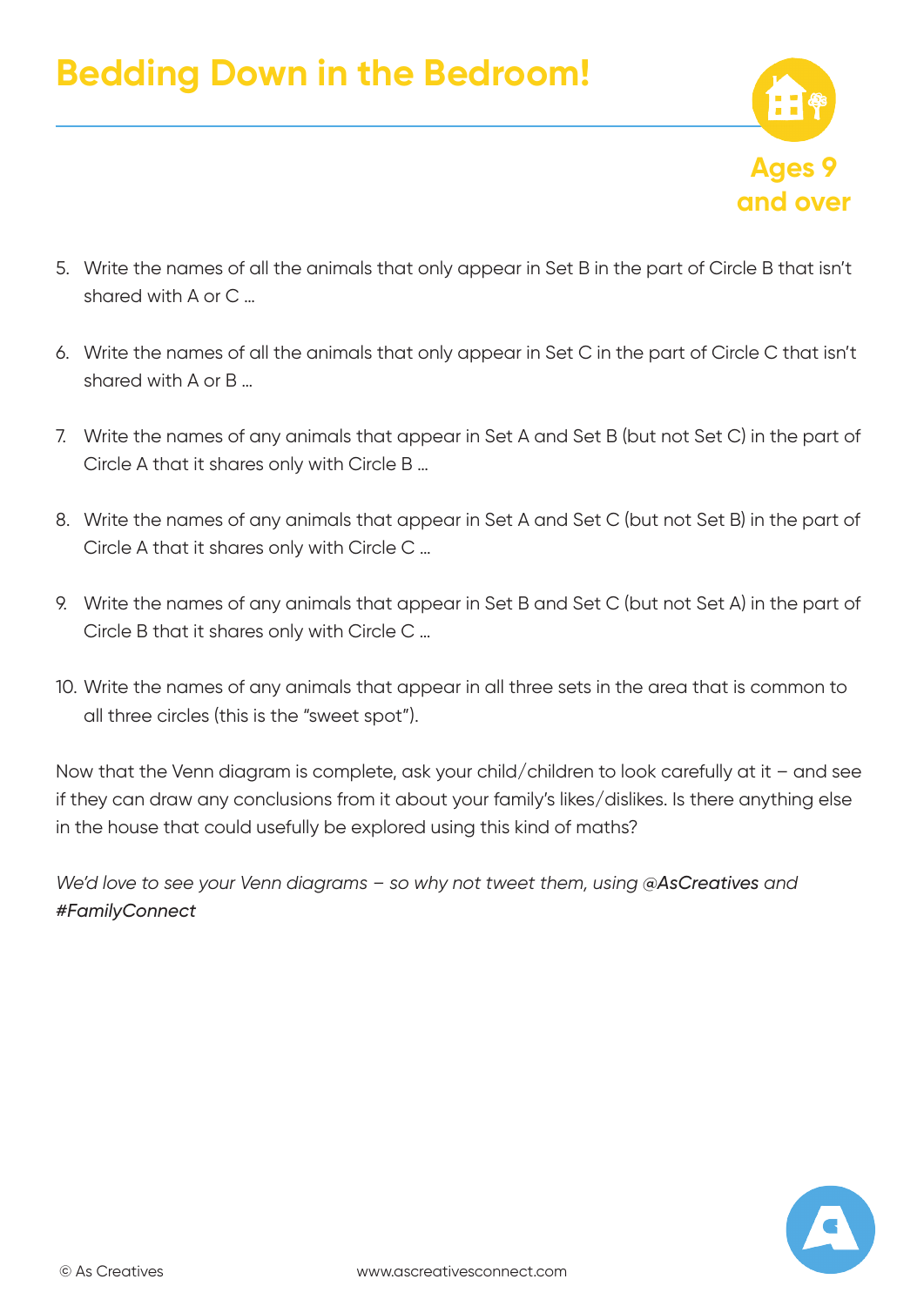# Bedding Down in the Bedroom!

Ages 9 and over

5. Write the names of all the animals that only appear in Set B in the part of Circle B that isn't shared with A or C ...

6. Write the names of all the animals that only appear in Set C in the part of Circle C that isn't shared with A or B ...

7. Write the names of any animals that appear in Set A and Set B (but not Set C) in the part of Circle A that it shares only with Circle B ...

8. Write the names of any animals that appear in Set A and Set C (but not Set B) in the part of Circle A that it shares only with Circle C ...

9. Write the names of any animals that appear in Set B and Set C (but not Set A) in the part of Circle B that it shares only with Circle C ...

10. Write the names of any animals that appear in all three sets in the area that is common to all three circles (this is the "sweet spot").

Now that the Venn diagram is complete, ask your child/children to look carefully at it – and see if they can draw any conclusions from it about your family's likes/dislikes. Is there anything else in the house that could usefully be explored using this kind of maths?

*We'd love to see your Venn diagrams – so why not tweet them, using @AsCreatives and #FamilyConnect*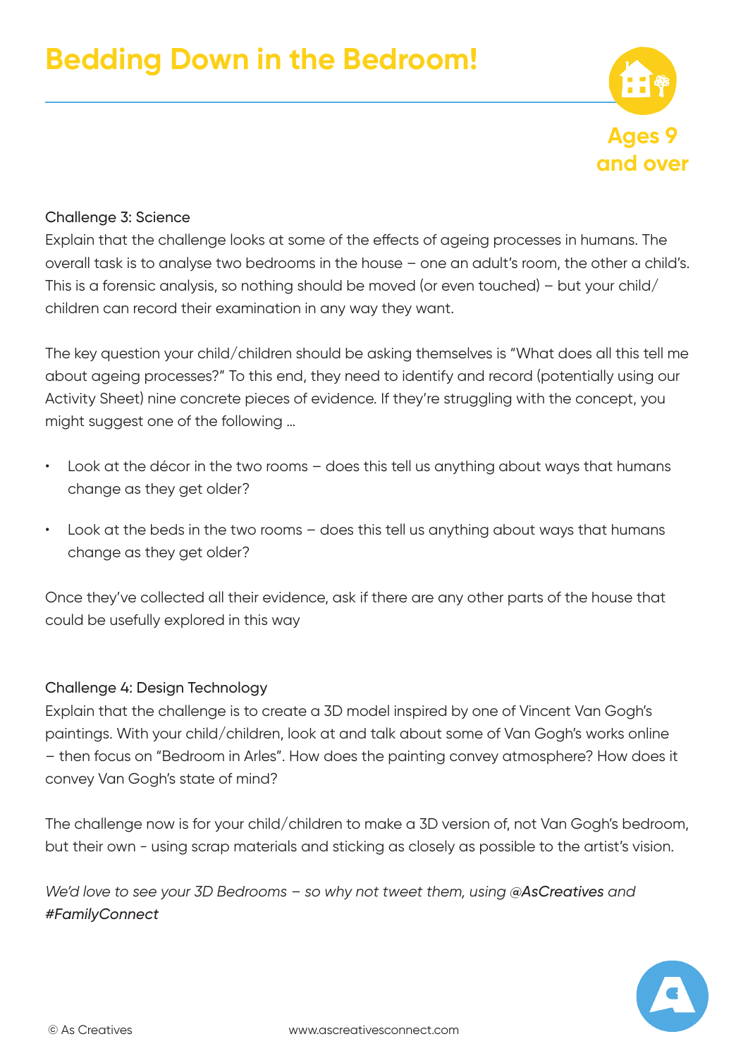# Bedding Down in the Bedroom!

Ages 9 and over

Challenge 3: Science

Explain that the challenge looks at some of the effects of ageing processes in humans. The overall task is to analyse two bedrooms in the house – one an adult's room, the other a child's. This is a forensic analysis, so nothing should be moved (or even touched) – but your child/children can record their examination in any way they want.

The key question your child/children should be asking themselves is "What does all this tell me about ageing processes?" To this end, they need to identify and record (potentially using our Activity Sheet) nine concrete pieces of evidence. If they're struggling with the concept, you might suggest one of the following ...

- Look at the décor in the two rooms – does this tell us anything about ways that humans change as they get older?
- Look at the beds in the two rooms – does this tell us anything about ways that humans change as they get older?

Once they've collected all their evidence, ask if there are any other parts of the house that could be usefully explored in this way

Challenge 4: Design Technology

Explain that the challenge is to create a 3D model inspired by one of Vincent Van Gogh's paintings. With your child/children, look at and talk about some of Van Gogh's works online – then focus on "Bedroom in Arles". How does the painting convey atmosphere? How does it convey Van Gogh's state of mind?

The challenge now is for your child/children to make a 3D version of, not Van Gogh's bedroom, but their own - using scrap materials and sticking as closely as possible to the artist's vision.

*We'd love to see your 3D Bedrooms – so why not tweet them, using **@AsCreatives** and **#FamilyConnect***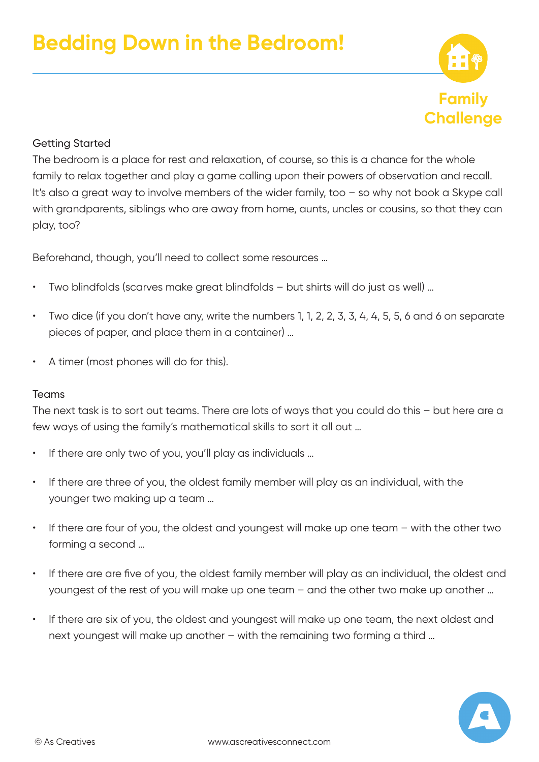# Bedding Down in the Bedroom!

Family Challenge

### Getting Started

The bedroom is a place for rest and relaxation, of course, so this is a chance for the whole family to relax together and play a game calling upon their powers of observation and recall. It's also a great way to involve members of the wider family, too – so why not book a Skype call with grandparents, siblings who are away from home, aunts, uncles or cousins, so that they can play, too?

Beforehand, though, you'll need to collect some resources …

- Two blindfolds (scarves make great blindfolds – but shirts will do just as well) …
- Two dice (if you don't have any, write the numbers 1, 1, 2, 2, 3, 3, 4, 4, 5, 5, 6 and 6 on separate pieces of paper, and place them in a container) …
- A timer (most phones will do for this).

### Teams

The next task is to sort out teams. There are lots of ways that you could do this – but here are a few ways of using the family's mathematical skills to sort it all out …

- If there are only two of you, you'll play as individuals …
- If there are three of you, the oldest family member will play as an individual, with the younger two making up a team …
- If there are four of you, the oldest and youngest will make up one team – with the other two forming a second …
- If there are are five of you, the oldest family member will play as an individual, the oldest and youngest of the rest of you will make up one team – and the other two make up another …
- If there are six of you, the oldest and youngest will make up one team, the next oldest and next youngest will make up another – with the remaining two forming a third …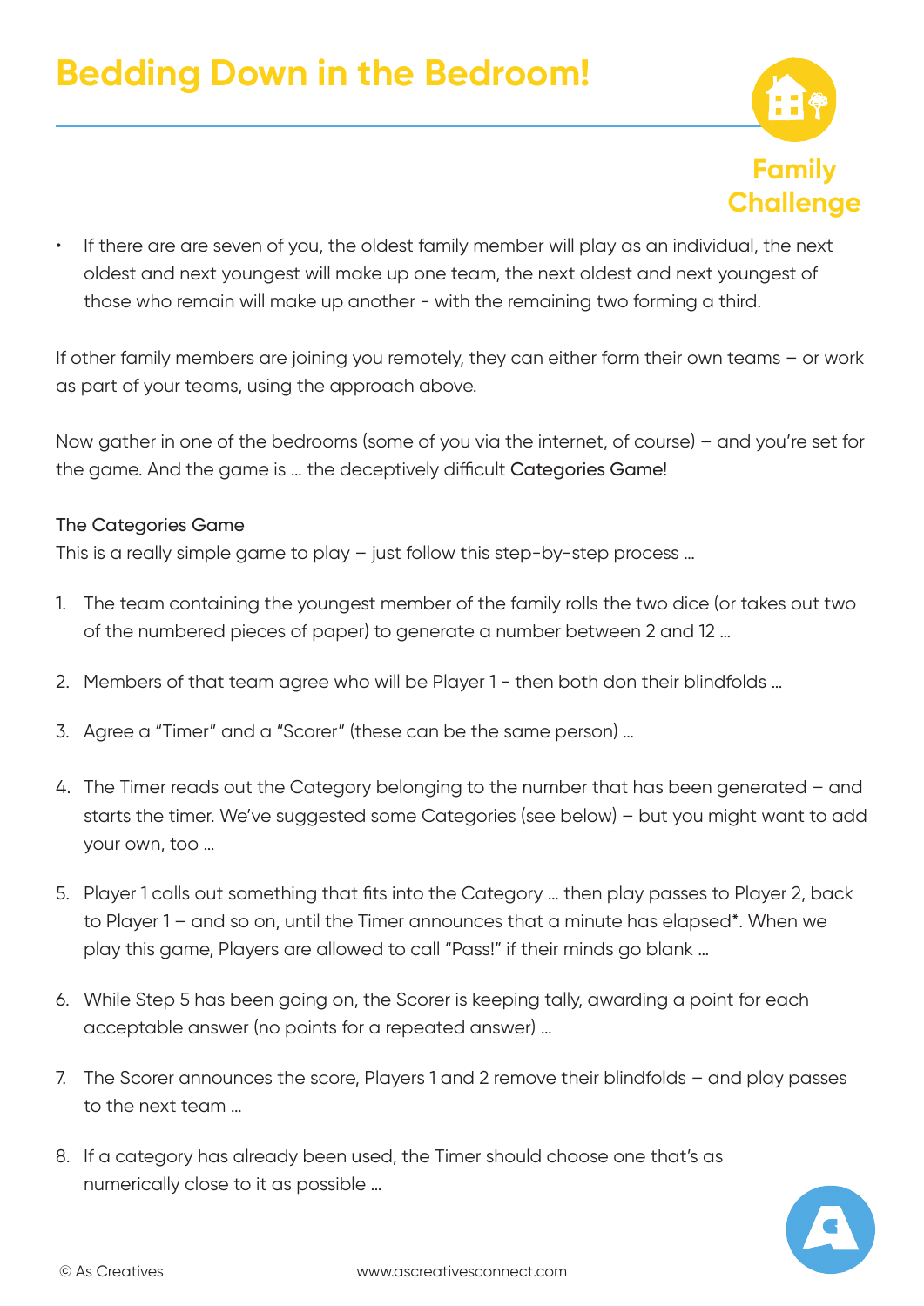# Bedding Down in the Bedroom!

Family Challenge

- If there are are seven of you, the oldest family member will play as an individual, the next oldest and next youngest will make up one team, the next oldest and next youngest of those who remain will make up another - with the remaining two forming a third.

If other family members are joining you remotely, they can either form their own teams – or work as part of your teams, using the approach above.

Now gather in one of the bedrooms (some of you via the internet, of course) – and you're set for the game. And the game is … the deceptively difficult **Categories Game**!

### The Categories Game

This is a really simple game to play – just follow this step-by-step process …

1. The team containing the youngest member of the family rolls the two dice (or takes out two of the numbered pieces of paper) to generate a number between 2 and 12 …
2. Members of that team agree who will be Player 1 - then both don their blindfolds …
3. Agree a "Timer" and a "Scorer" (these can be the same person) …
4. The Timer reads out the Category belonging to the number that has been generated – and starts the timer. We've suggested some Categories (see below) – but you might want to add your own, too …
5. Player 1 calls out something that fits into the Category … then play passes to Player 2, back to Player 1 – and so on, until the Timer announces that a minute has elapsed*. When we play this game, Players are allowed to call "Pass!" if their minds go blank …
6. While Step 5 has been going on, the Scorer is keeping tally, awarding a point for each acceptable answer (no points for a repeated answer) …
7. The Scorer announces the score, Players 1 and 2 remove their blindfolds – and play passes to the next team …
8. If a category has already been used, the Timer should choose one that's as numerically close to it as possible …

© As Creatives www.ascreativesconnect.com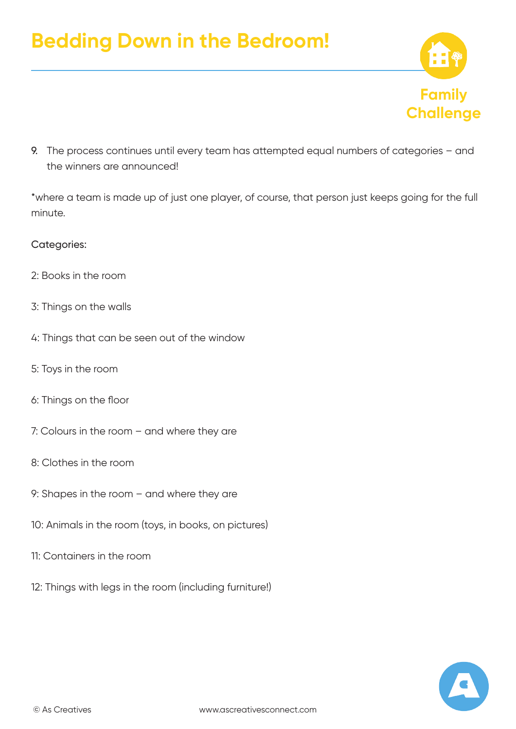# Bedding Down in the Bedroom!

Family Challenge

9. The process continues until every team has attempted equal numbers of categories – and the winners are announced!

*where a team is made up of just one player, of course, that person just keeps going for the full minute.

Categories:

2: Books in the room

3: Things on the walls

4: Things that can be seen out of the window

5: Toys in the room

6: Things on the floor

7: Colours in the room – and where they are

8: Clothes in the room

9: Shapes in the room – and where they are

10: Animals in the room (toys, in books, on pictures)

11: Containers in the room

12: Things with legs in the room (including furniture!)

© As Creatives www.ascreativesconnect.com